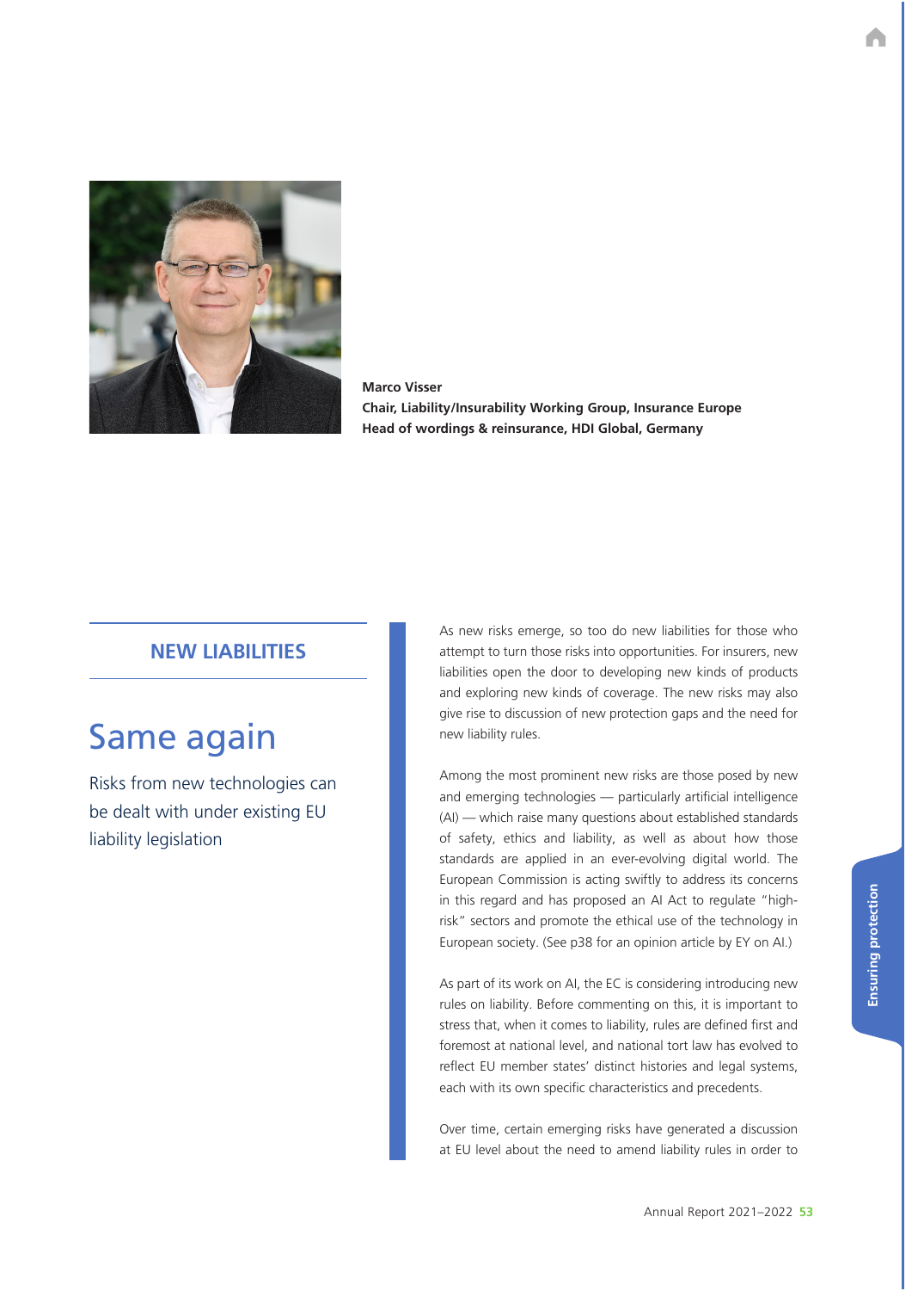**Marco Visser**
**Chair, Liability/Insurability Working Group, Insurance Europe**
**Head of wordings & reinsurance, HDI Global, Germany**

## NEW LIABILITIES

# Same again

Risks from new technologies can be dealt with under existing EU liability legislation

As new risks emerge, so too do new liabilities for those who attempt to turn those risks into opportunities. For insurers, new liabilities open the door to developing new kinds of products and exploring new kinds of coverage. The new risks may also give rise to discussion of new protection gaps and the need for new liability rules.

Among the most prominent new risks are those posed by new and emerging technologies — particularly artificial intelligence (AI) — which raise many questions about established standards of safety, ethics and liability, as well as about how those standards are applied in an ever-evolving digital world. The European Commission is acting swiftly to address its concerns in this regard and has proposed an AI Act to regulate "high-risk" sectors and promote the ethical use of the technology in European society. (See p38 for an opinion article by EY on AI.)

As part of its work on AI, the EC is considering introducing new rules on liability. Before commenting on this, it is important to stress that, when it comes to liability, rules are defined first and foremost at national level, and national tort law has evolved to reflect EU member states' distinct histories and legal systems, each with its own specific characteristics and precedents.

Over time, certain emerging risks have generated a discussion at EU level about the need to amend liability rules in order to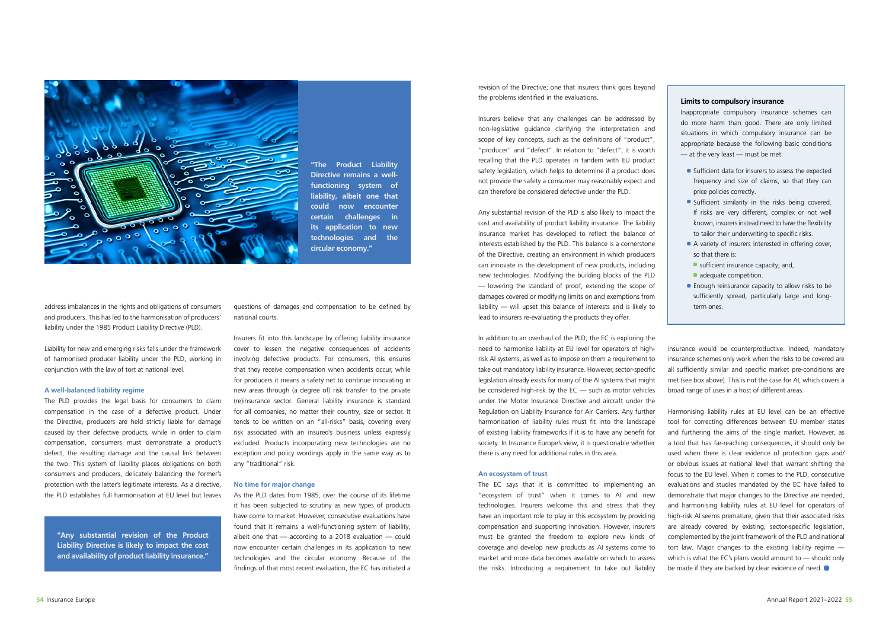"The Product Liability Directive remains a well-functioning system of liability, albeit one that could now encounter certain challenges in its application to new technologies and the circular economy."

address imbalances in the rights and obligations of consumers and producers. This has led to the harmonisation of producers' liability under the 1985 Product Liability Directive (PLD).

Liability for new and emerging risks falls under the framework of harmonised producer liability under the PLD, working in conjunction with the law of tort at national level.

### A well-balanced liability regime

The PLD provides the legal basis for consumers to claim compensation in the case of a defective product. Under the Directive, producers are held strictly liable for damage caused by their defective products, while in order to claim compensation, consumers must demonstrate a product's defect, the resulting damage and the causal link between the two. This system of liability places obligations on both consumers and producers, delicately balancing the former's protection with the latter's legitimate interests. As a directive, the PLD establishes full harmonisation at EU level but leaves questions of damages and compensation to be defined by national courts.

"Any substantial revision of the Product Liability Directive is likely to impact the cost and availability of product liability insurance."

Insurers fit into this landscape by offering liability insurance cover to lessen the negative consequences of accidents involving defective products. For consumers, this ensures that they receive compensation when accidents occur, while for producers it means a safety net to continue innovating in new areas through (a degree of) risk transfer to the private (re)insurance sector. General liability insurance is standard for all companies, no matter their country, size or sector. It tends to be written on an "all-risks" basis, covering every risk associated with an insured's business unless expressly excluded. Products incorporating new technologies are no exception and policy wordings apply in the same way as to any "traditional" risk.

### No time for major change

As the PLD dates from 1985, over the course of its lifetime it has been subjected to scrutiny as new types of products have come to market. However, consecutive evaluations have found that it remains a well-functioning system of liability, albeit one that — according to a 2018 evaluation — could now encounter certain challenges in its application to new technologies and the circular economy. Because of the findings of that most recent evaluation, the EC has initiated a revision of the Directive; one that insurers think goes beyond the problems identified in the evaluations.

Insurers believe that any challenges can be addressed by non-legislative guidance clarifying the interpretation and scope of key concepts, such as the definitions of "product", "producer" and "defect". In relation to "defect", it is worth recalling that the PLD operates in tandem with EU product safety legislation, which helps to determine if a product does not provide the safety a consumer may reasonably expect and can therefore be considered defective under the PLD.

Any substantial revision of the PLD is also likely to impact the cost and availability of product liability insurance. The liability insurance market has developed to reflect the balance of interests established by the PLD. This balance is a cornerstone of the Directive, creating an environment in which producers can innovate in the development of new products, including new technologies. Modifying the building blocks of the PLD — lowering the standard of proof, extending the scope of damages covered or modifying limits on and exemptions from liability — will upset this balance of interests and is likely to lead to insurers re-evaluating the products they offer.

In addition to an overhaul of the PLD, the EC is exploring the need to harmonise liability at EU level for operators of high-risk AI systems, as well as to impose on them a requirement to take out mandatory liability insurance. However, sector-specific legislation already exists for many of the AI systems that might be considered high-risk by the EC — such as motor vehicles under the Motor Insurance Directive and aircraft under the Regulation on Liability Insurance for Air Carriers. Any further harmonisation of liability rules must fit into the landscape of existing liability frameworks if it is to have any benefit for society. In Insurance Europe's view, it is questionable whether there is any need for additional rules in this area.

### An ecosystem of trust

The EC says that it is committed to implementing an "ecosystem of trust" when it comes to AI and new technologies. Insurers welcome this and stress that they have an important role to play in this ecosystem by providing compensation and supporting innovation. However, insurers must be granted the freedom to explore new kinds of coverage and develop new products as AI systems come to market and more data becomes available on which to assess the risks. Introducing a requirement to take out liability insurance would be counterproductive. Indeed, mandatory insurance schemes only work when the risks to be covered are all sufficiently similar and specific market pre-conditions are met (see box above). This is not the case for AI, which covers a broad range of uses in a host of different areas.

Harmonising liability rules at EU level can be an effective tool for correcting differences between EU member states and furthering the aims of the single market. However, as a tool that has far-reaching consequences, it should only be used when there is clear evidence of protection gaps and/or obvious issues at national level that warrant shifting the focus to the EU level. When it comes to the PLD, consecutive evaluations and studies mandated by the EC have failed to demonstrate that major changes to the Directive are needed, and harmonising liability rules at EU level for operators of high-risk AI seems premature, given that their associated risks are already covered by existing, sector-specific legislation, complemented by the joint framework of the PLD and national tort law. Major changes to the existing liability regime — which is what the EC's plans would amount to — should only be made if they are backed by clear evidence of need.

#### Limits to compulsory insurance

Inappropriate compulsory insurance schemes can do more harm than good. There are only limited situations in which compulsory insurance can be appropriate because the following basic conditions — at the very least — must be met:

- Sufficient data for insurers to assess the expected frequency and size of claims, so that they can price policies correctly.
- Sufficient similarity in the risks being covered. If risks are very different, complex or not well known, insurers instead need to have the flexibility to tailor their underwriting to specific risks.
- A variety of insurers interested in offering cover, so that there is:
  - sufficient insurance capacity; and,
  - adequate competition.
- Enough reinsurance capacity to allow risks to be sufficiently spread, particularly large and long-term ones.